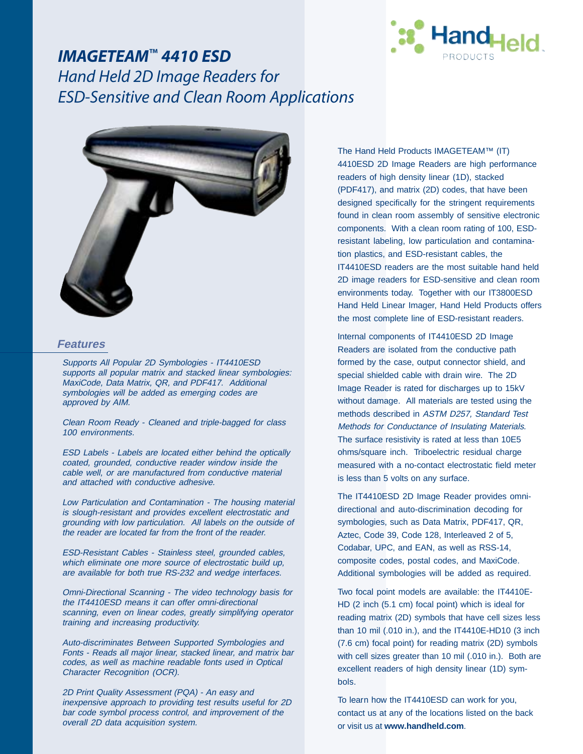# *IMAGETEAM™ 4410 ESD*

*Hand Held 2D Image Readers for ESD-Sensitive and Clean Room Applications*

Hand Held PRODUCTS

## *Features*

*Supports All Popular 2D Symbologies - IT4410ESD supports all popular matrix and stacked linear symbologies: MaxiCode, Data Matrix, QR, and PDF417. Additional symbologies will be added as emerging codes are approved by AIM.*

*Clean Room Ready - Cleaned and triple-bagged for class 100 environments.*

*ESD Labels - Labels are located either behind the optically coated, grounded, conductive reader window inside the cable well, or are manufactured from conductive material and attached with conductive adhesive.*

*Low Particulation and Contamination - The housing material is slough-resistant and provides excellent electrostatic and grounding with low particulation. All labels on the outside of the reader are located far from the front of the reader.*

*ESD-Resistant Cables - Stainless steel, grounded cables, which eliminate one more source of electrostatic build up, are available for both true RS-232 and wedge interfaces.*

*Omni-Directional Scanning - The video technology basis for the IT4410ESD means it can offer omni-directional scanning, even on linear codes, greatly simplifying operator training and increasing productivity.*

*Auto-discriminates Between Supported Symbologies and Fonts - Reads all major linear, stacked linear, and matrix bar codes, as well as machine readable fonts used in Optical Character Recognition (OCR).*

*2D Print Quality Assessment (PQA) - An easy and inexpensive approach to providing test results useful for 2D bar code symbol process control, and improvement of the overall 2D data acquisition system.*

The Hand Held Products IMAGETEAM™ (IT) 4410ESD 2D Image Readers are high performance readers of high density linear (1D), stacked (PDF417), and matrix (2D) codes, that have been designed specifically for the stringent requirements found in clean room assembly of sensitive electronic components. With a clean room rating of 100, ESD-resistant labeling, low particulation and contamination plastics, and ESD-resistant cables, the IT4410ESD readers are the most suitable hand held 2D image readers for ESD-sensitive and clean room environments today. Together with our IT3800ESD Hand Held Linear Imager, Hand Held Products offers the most complete line of ESD-resistant readers.

Internal components of IT4410ESD 2D Image Readers are isolated from the conductive path formed by the case, output connector shield, and special shielded cable with drain wire. The 2D Image Reader is rated for discharges up to 15kV without damage. All materials are tested using the methods described in *ASTM D257, Standard Test Methods for Conductance of Insulating Materials.* The surface resistivity is rated at less than 10E5 ohms/square inch. Triboelectric residual charge measured with a no-contact electrostatic field meter is less than 5 volts on any surface.

The IT4410ESD 2D Image Reader provides omni-directional and auto-discrimination decoding for symbologies, such as Data Matrix, PDF417, QR, Aztec, Code 39, Code 128, Interleaved 2 of 5, Codabar, UPC, and EAN, as well as RSS-14, composite codes, postal codes, and MaxiCode. Additional symbologies will be added as required.

Two focal point models are available: the IT4410E-HD (2 inch (5.1 cm) focal point) which is ideal for reading matrix (2D) symbols that have cell sizes less than 10 mil (.010 in.), and the IT4410E-HD10 (3 inch (7.6 cm) focal point) for reading matrix (2D) symbols with cell sizes greater than 10 mil (.010 in.). Both are excellent readers of high density linear (1D) symbols.

To learn how the IT4410ESD can work for you, contact us at any of the locations listed on the back or visit us at **www.handheld.com**.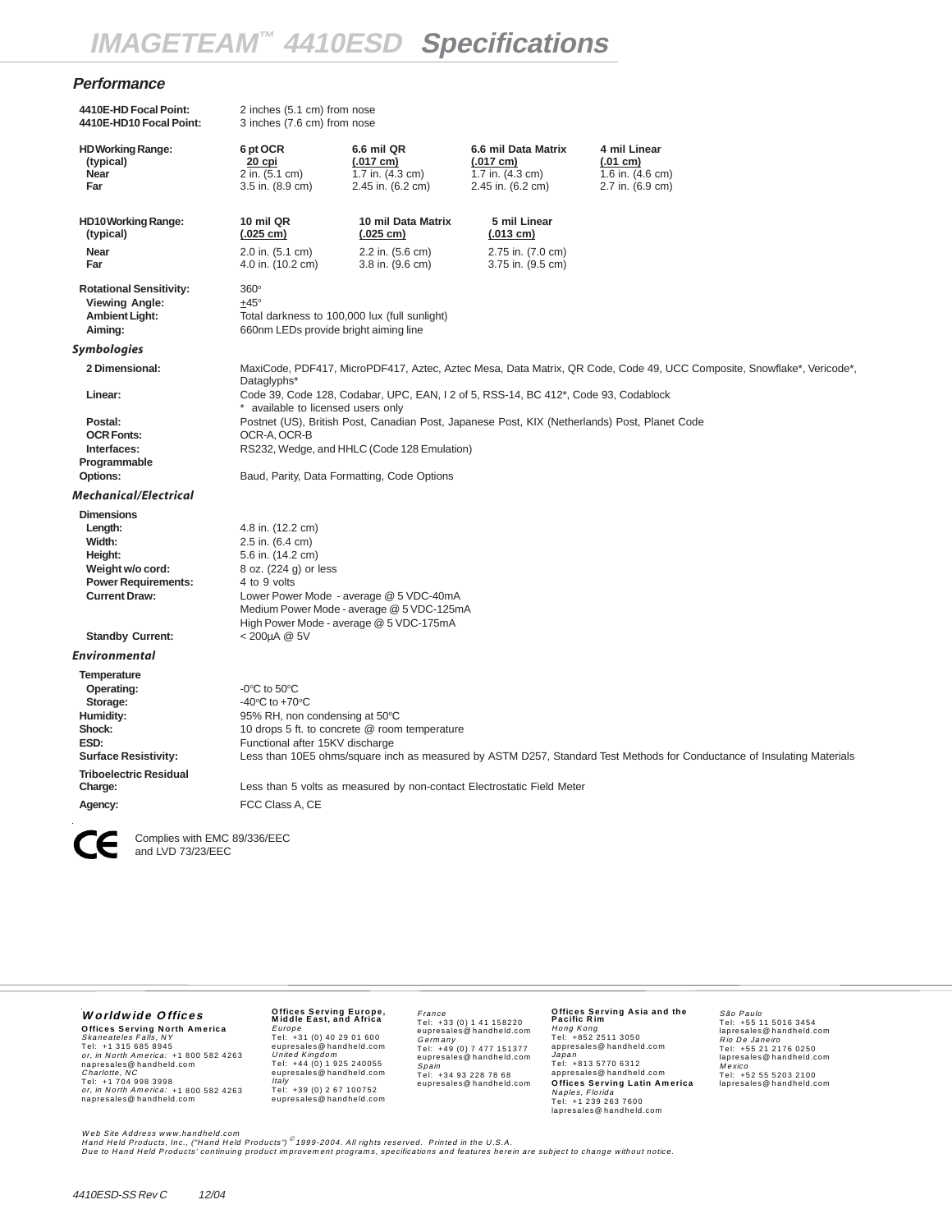# IMAGETEAM™ 4410ESD Specifications

## Performance

| | | | | |
|---|---|---|---|---|
| **4410E-HD Focal Point:** | 2 inches (5.1 cm) from nose | | | |
| **4410E-HD10 Focal Point:** | 3 inches (7.6 cm) from nose | | | |
| **HD Working Range: (typical)** | **6 pt OCR 20 cpi** | **6.6 mil QR (.017 cm)** | **6.6 mil Data Matrix (.017 cm)** | **4 mil Linear (.01 cm)** |
| **Near** | 2 in. (5.1 cm) | 1.7 in. (4.3 cm) | 1.7 in. (4.3 cm) | 1.6 in. (4.6 cm) |
| **Far** | 3.5 in. (8.9 cm) | 2.45 in. (6.2 cm) | 2.45 in. (6.2 cm) | 2.7 in. (6.9 cm) |
| **HD10 Working Range: (typical)** | **10 mil QR (.025 cm)** | **10 mil Data Matrix (.025 cm)** | **5 mil Linear (.013 cm)** | |
| **Near** | 2.0 in. (5.1 cm) | 2.2 in. (5.6 cm) | 2.75 in. (7.0 cm) | |
| **Far** | 4.0 in. (10.2 cm) | 3.8 in. (9.6 cm) | 3.75 in. (9.5 cm) | |

**Rotational Sensitivity:** 360°
**Viewing Angle:** ±45°
**Ambient Light:** Total darkness to 100,000 lux (full sunlight)
**Aiming:** 660nm LEDs provide bright aiming line

## Symbologies

**2 Dimensional:** MaxiCode, PDF417, MicroPDF417, Aztec, Aztec Mesa, Data Matrix, QR Code, Code 49, UCC Composite, Snowflake*, Vericode*, Dataglyphs*
**Linear:** Code 39, Code 128, Codabar, UPC, EAN, I 2 of 5, RSS-14, BC 412*, Code 93, Codablock
\* available to licensed users only
**Postal:** Postnet (US), British Post, Canadian Post, Japanese Post, KIX (Netherlands) Post, Planet Code
**OCR Fonts:** OCR-A, OCR-B
**Interfaces:** RS232, Wedge, and HHLC (Code 128 Emulation)
**Programmable Options:** Baud, Parity, Data Formatting, Code Options

## Mechanical/Electrical

**Dimensions**
**Length:** 4.8 in. (12.2 cm)
**Width:** 2.5 in. (6.4 cm)
**Height:** 5.6 in. (14.2 cm)
**Weight w/o cord:** 8 oz. (224 g) or less
**Power Requirements:** 4 to 9 volts
**Current Draw:** Lower Power Mode - average @ 5 VDC-40mA
Medium Power Mode - average @ 5 VDC-125mA
High Power Mode - average @ 5 VDC-175mA
**Standby Current:** < 200µA @ 5V

## Environmental

**Temperature**
**Operating:** -0°C to 50°C
**Storage:** -40°C to +70°C
**Humidity:** 95% RH, non condensing at 50°C
**Shock:** 10 drops 5 ft. to concrete @ room temperature
**ESD:** Functional after 15KV discharge
**Surface Resistivity:** Less than 10E5 ohms/square inch as measured by ASTM D257, Standard Test Methods for Conductance of Insulating Materials
**Triboelectric Residual Charge:** Less than 5 volts as measured by non-contact Electrostatic Field Meter
**Agency:** FCC Class A, CE

CE Complies with EMC 89/336/EEC and LVD 73/23/EEC

### Worldwide Offices

**Offices Serving North America**
*Skaneateles Falls, NY*
Tel: +1 315 685 8945
*or, in North America:* +1 800 582 4263
napresales@handheld.com
*Charlotte, NC*
Tel: +1 704 998 3998
*or, in North America:* +1 800 582 4263
napresales@handheld.com

**Offices Serving Europe, Middle East, and Africa**
*Europe*
Tel: +31 (0) 40 29 01 600
eupresales@handheld.com
*United Kingdom*
Tel: +44 (0) 1 925 240055
eupresales@handheld.com
*Italy*
Tel: +39 (0) 2 67 100752
eupresales@handheld.com
*France*
Tel: +33 (0) 1 41 158220
eupresales@handheld.com
*Germany*
Tel: +49 (0) 7 477 151377
eupresales@handheld.com
*Spain*
Tel: +34 93 228 78 68
eupresales@handheld.com

**Offices Serving Asia and the Pacific Rim**
*Hong Kong*
Tel: +852 2511 3050
appresales@handheld.com
*Japan*
Tel: +813 5770 6312
appresales@handheld.com

**Offices Serving Latin America**
*Naples, Florida*
Tel: +1 239 263 7600
lapresales@handheld.com
*São Paulo*
Tel: +55 11 5016 3454
lapresales@handheld.com
*Rio De Janeiro*
Tel: +55 21 2176 0250
lapresales@handheld.com
*Mexico*
Tel: +52 55 5203 2100
lapresales@handheld.com

*Web Site Address www.handheld.com*
*Hand Held Products, Inc., ("Hand Held Products") © 1999-2004. All rights reserved. Printed in the U.S.A.*
*Due to Hand Held Products' continuing product improvement programs, specifications and features herein are subject to change without notice.*

*4410ESD-SS Rev C 12/04*